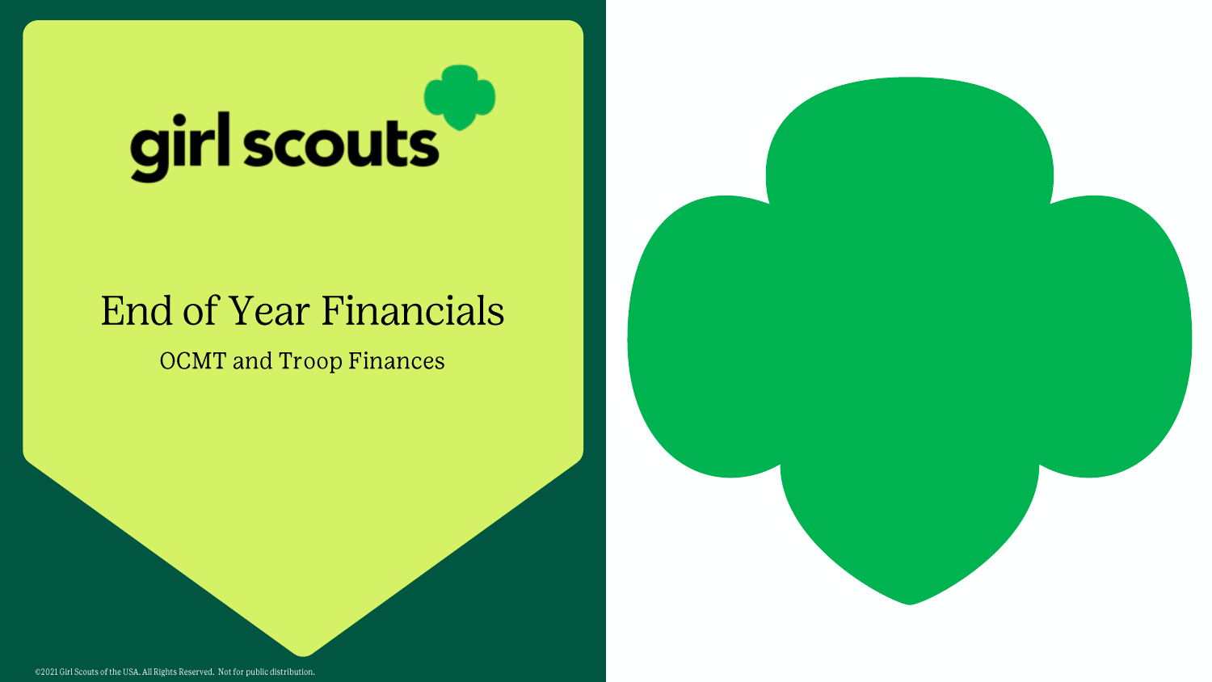girl scouts

# End of Year Financials

OCMT and Troop Finances

©2021 Girl Scouts of the USA. All Rights Reserved. Not for public distribution.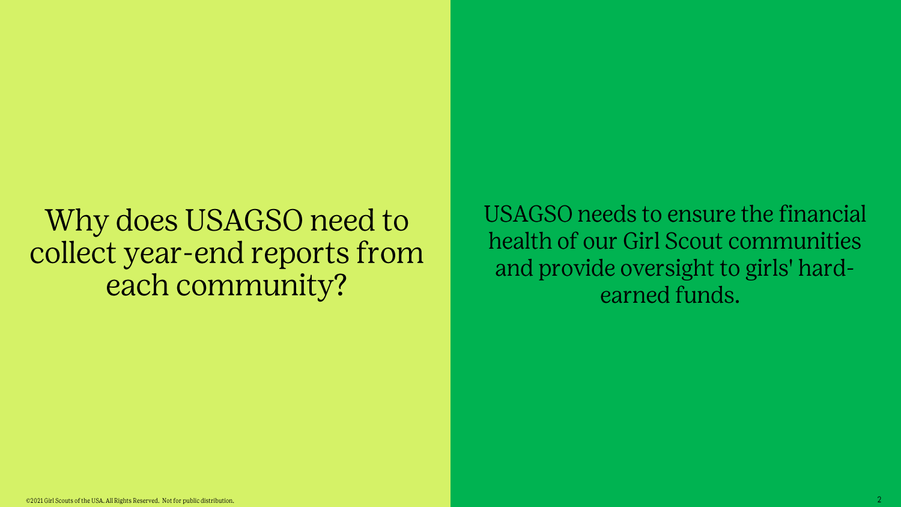## Why does USAGSO need to collect year-end reports from each community?

USAGSO needs to ensure the financial health of our Girl Scout communities and provide oversight to girls' hard-earned funds.

©2021 Girl Scouts of the USA. All Rights Reserved. Not for public distribution.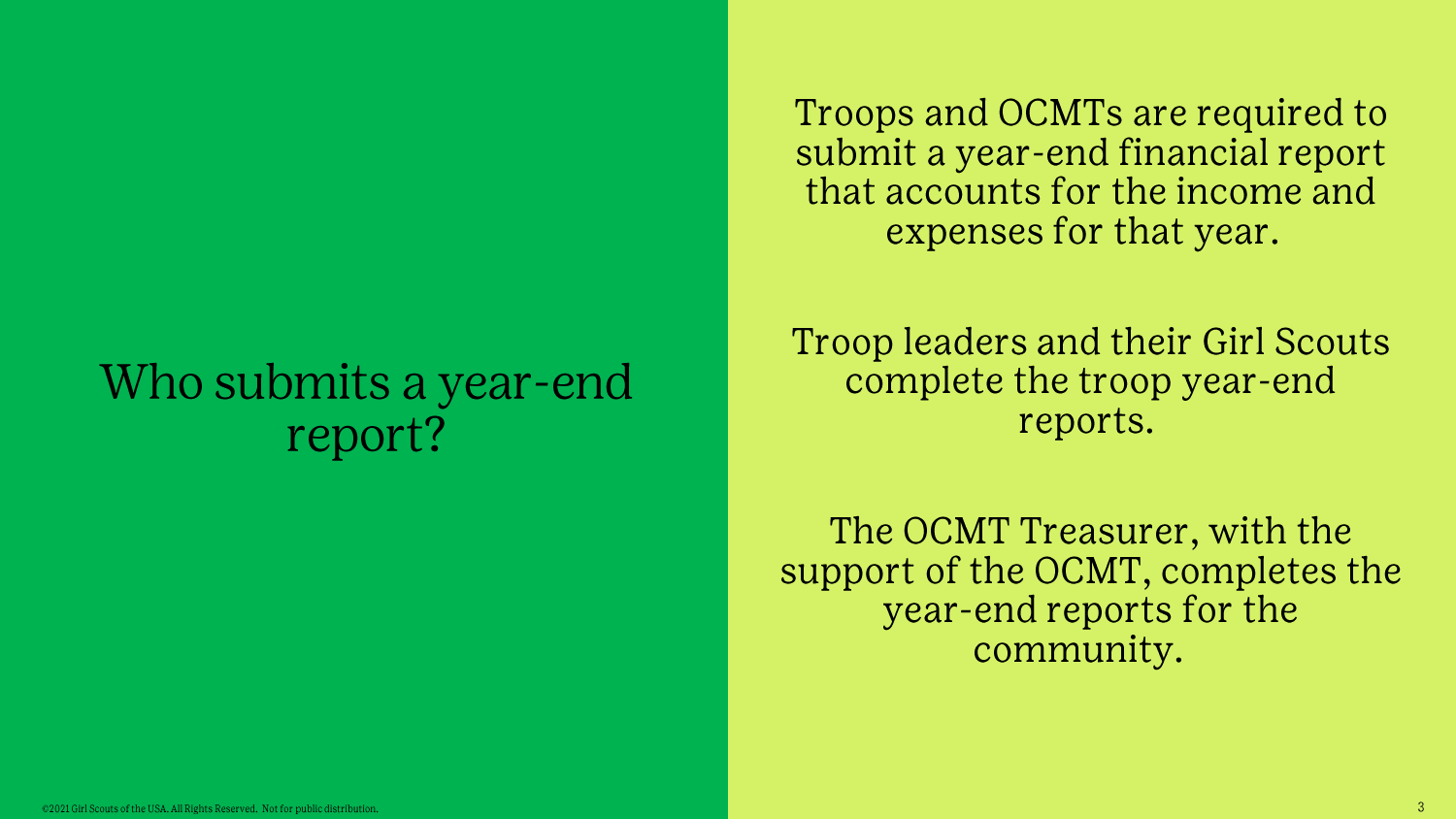# Who submits a year-end report?

Troops and OCMTs are required to submit a year-end financial report that accounts for the income and expenses for that year.

Troop leaders and their Girl Scouts complete the troop year-end reports.

The OCMT Treasurer, with the support of the OCMT, completes the year-end reports for the community.

©2021 Girl Scouts of the USA. All Rights Reserved. Not for public distribution.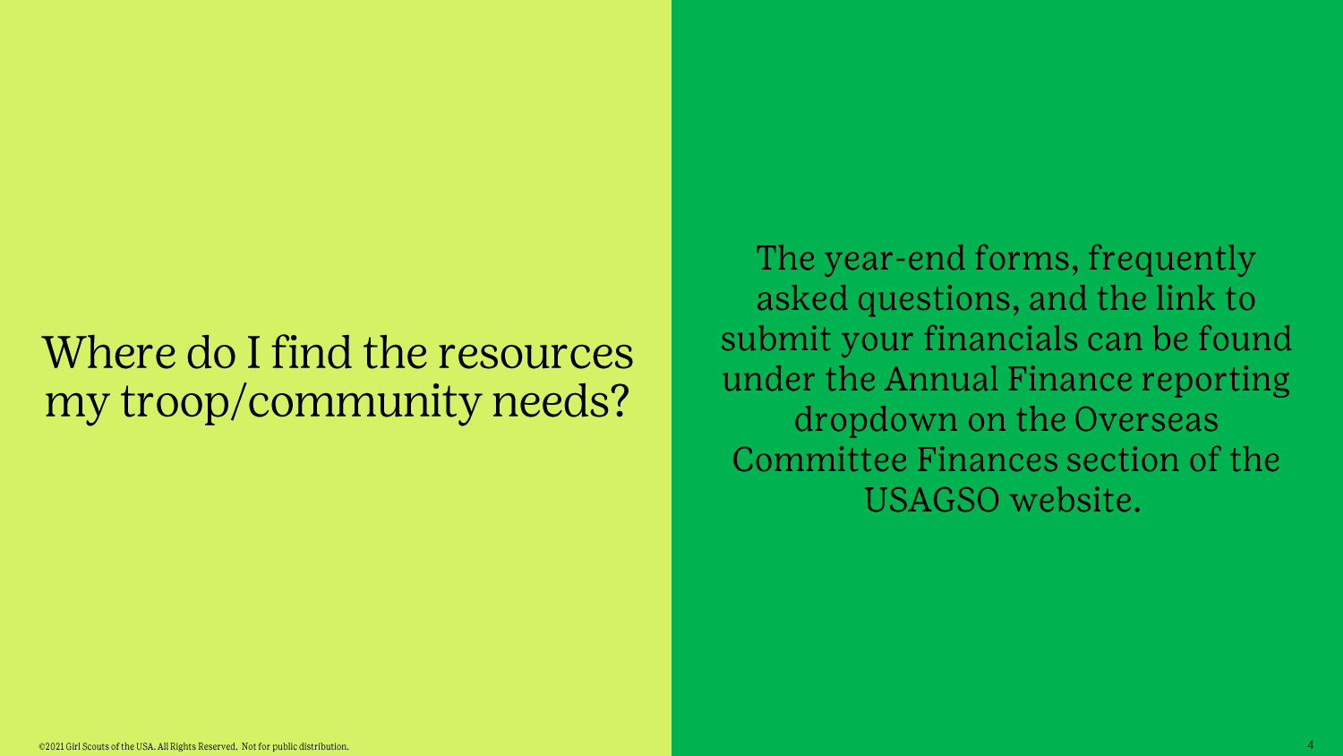## Where do I find the resources my troop/community needs?

The year-end forms, frequently asked questions, and the link to submit your financials can be found under the Annual Finance reporting dropdown on the Overseas Committee Finances section of the USAGSO website.

©2021 Girl Scouts of the USA. All Rights Reserved. Not for public distribution.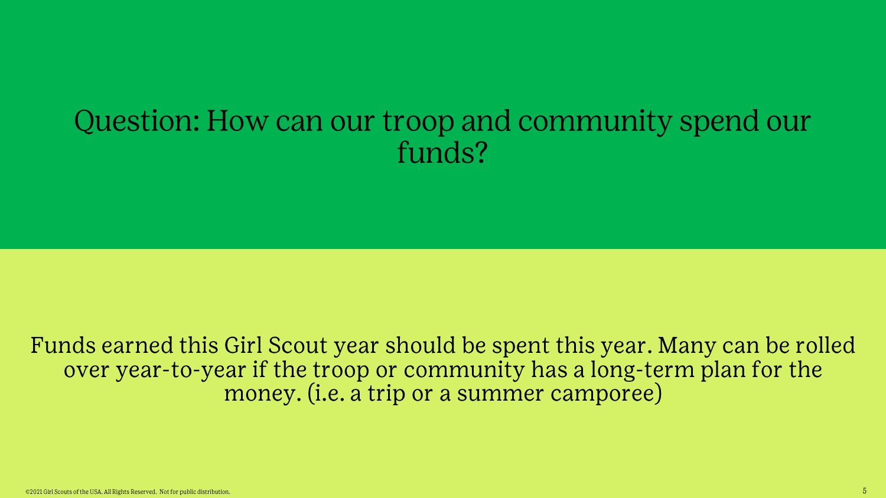# Question: How can our troop and community spend our funds?

Funds earned this Girl Scout year should be spent this year. Many can be rolled over year-to-year if the troop or community has a long-term plan for the money. (i.e. a trip or a summer camporee)

©2021 Girl Scouts of the USA. All Rights Reserved. Not for public distribution.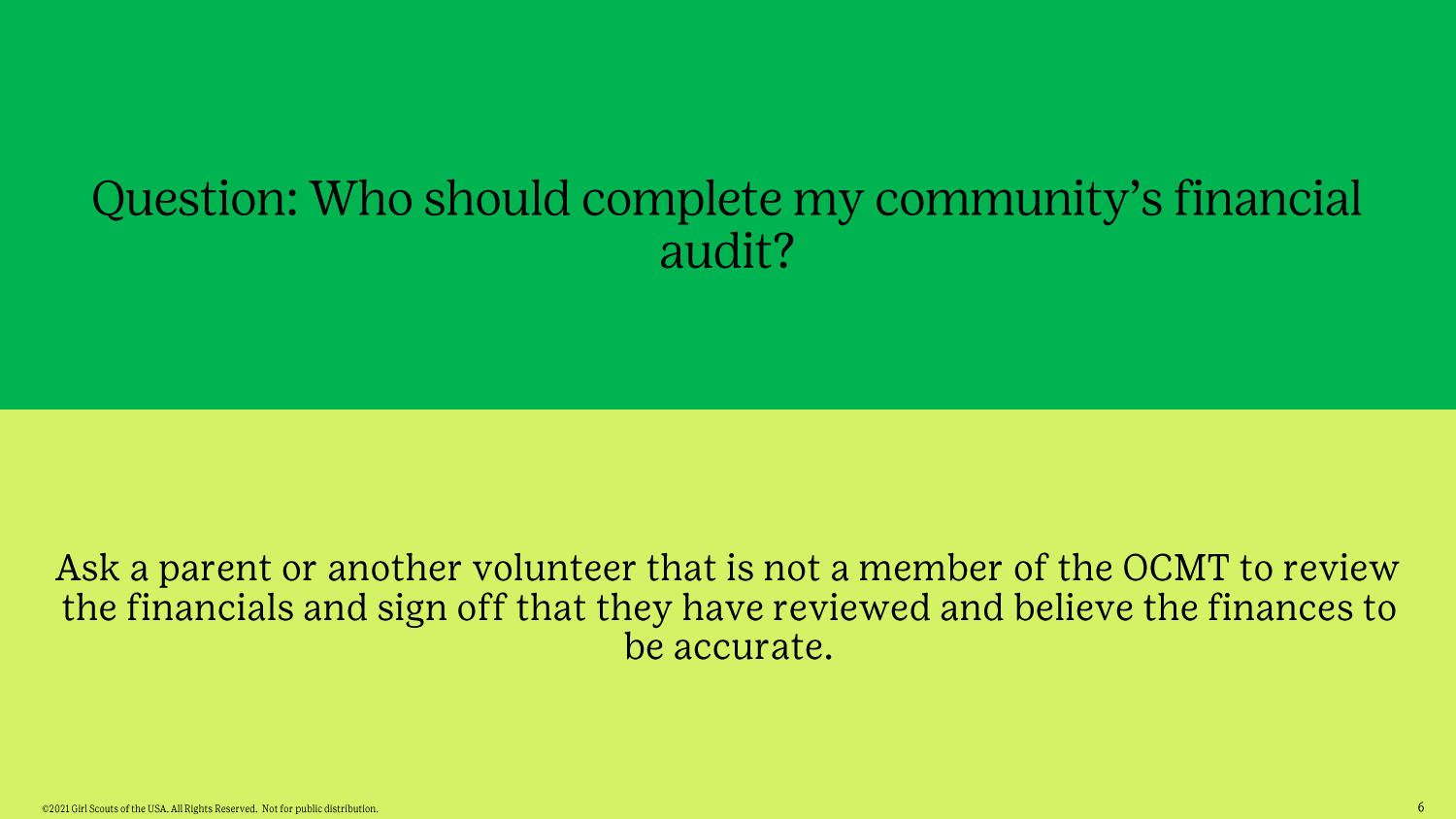# Question: Who should complete my community's financial audit?

Ask a parent or another volunteer that is not a member of the OCMT to review the financials and sign off that they have reviewed and believe the finances to be accurate.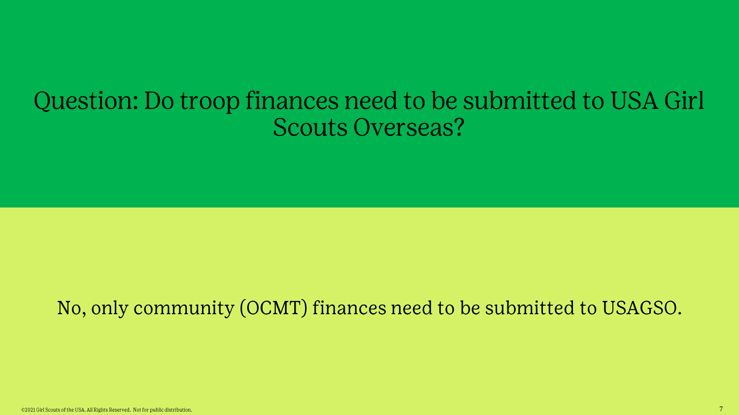# Question: Do troop finances need to be submitted to USA Girl Scouts Overseas?

No, only community (OCMT) finances need to be submitted to USAGSO.

©2021 Girl Scouts of the USA. All Rights Reserved. Not for public distribution.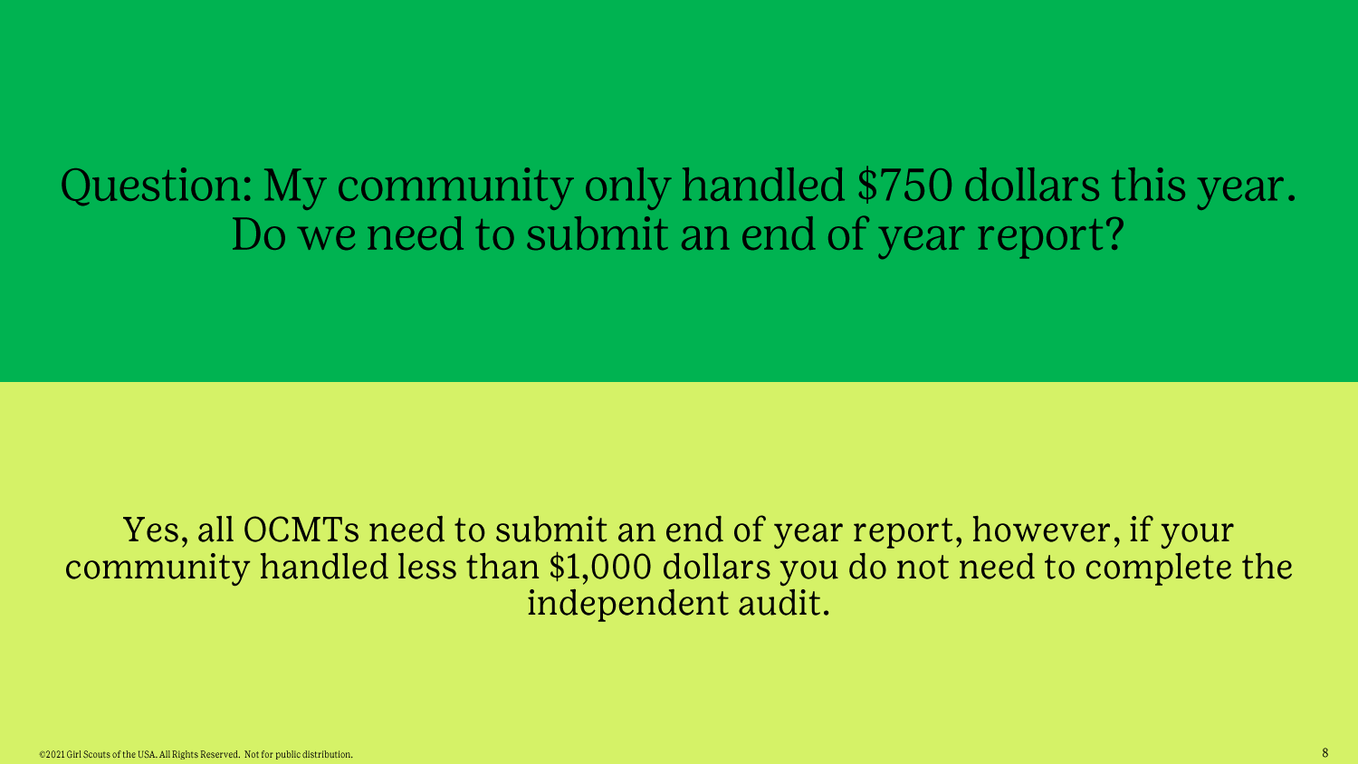# Question: My community only handled $750 dollars this year. Do we need to submit an end of year report?

Yes, all OCMTs need to submit an end of year report, however, if your community handled less than $1,000 dollars you do not need to complete the independent audit.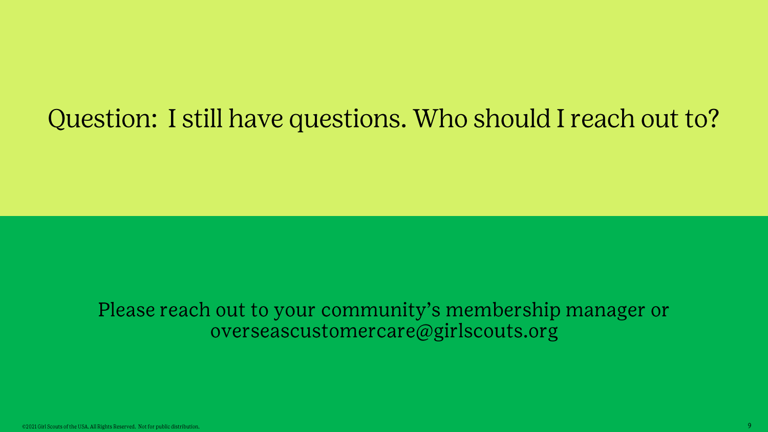# Question: I still have questions. Who should I reach out to?

Please reach out to your community's membership manager or overseascustomercare@girlscouts.org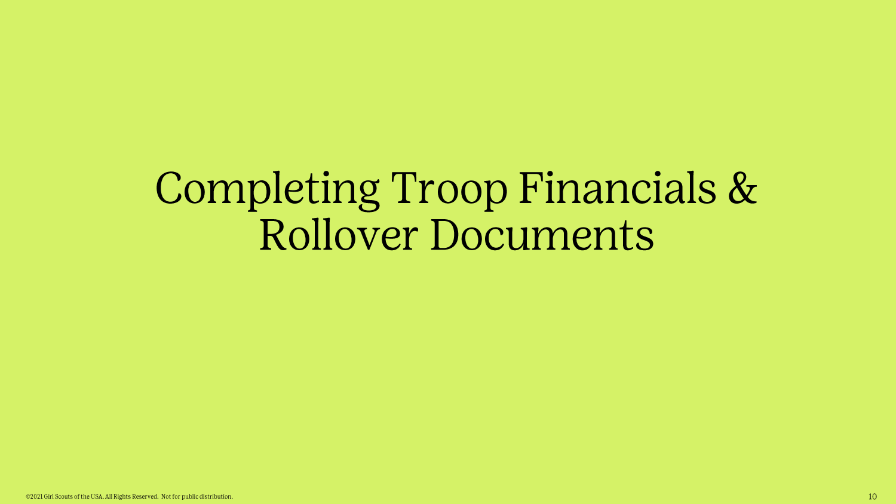# Completing Troop Financials & Rollover Documents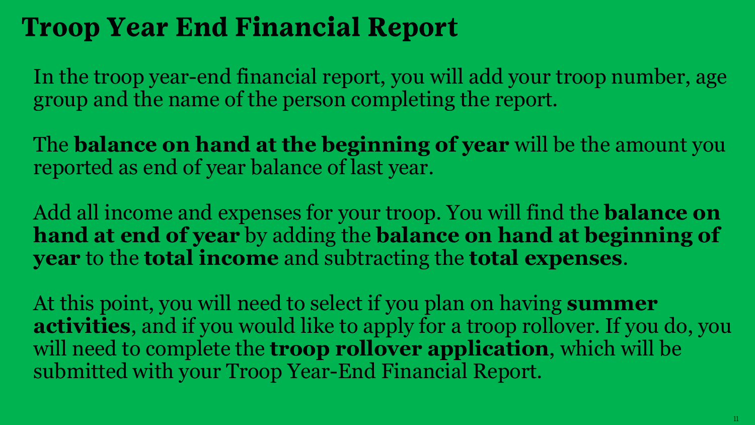# Troop Year End Financial Report

In the troop year-end financial report, you will add your troop number, age group and the name of the person completing the report.

The **balance on hand at the beginning of year** will be the amount you reported as end of year balance of last year.

Add all income and expenses for your troop. You will find the **balance on hand at end of year** by adding the **balance on hand at beginning of year** to the **total income** and subtracting the **total expenses**.

At this point, you will need to select if you plan on having **summer activities**, and if you would like to apply for a troop rollover. If you do, you will need to complete the **troop rollover application**, which will be submitted with your Troop Year-End Financial Report.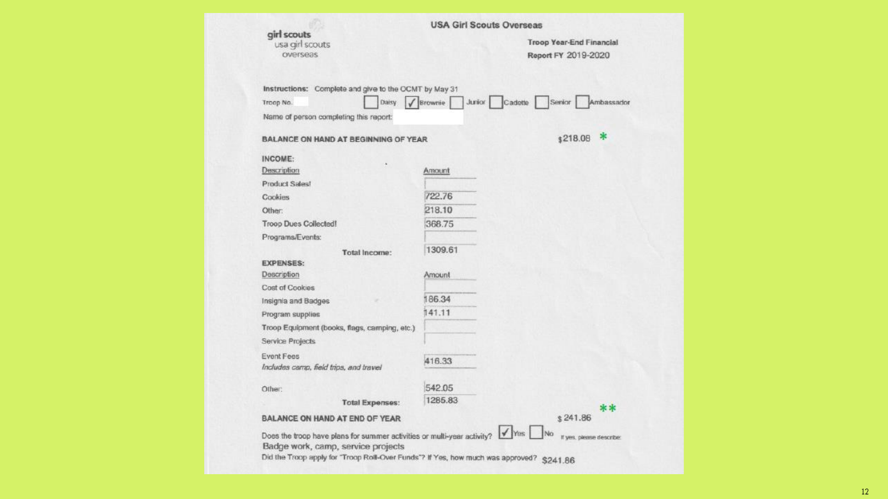girl scouts
usa girl scouts
overseas

## USA Girl Scouts Overseas

**Troop Year-End Financial Report FY** 2019-2020

**Instructions:** Complete and give to the OCMT by May 31

Troop No.

☐ Daisy ☑ Brownie ☐ Junior ☐ Cadette ☐ Senior ☐ Ambassador

Name of person completing this report:

**BALANCE ON HAND AT BEGINNING OF YEAR** $218.08 *

**INCOME:**

| Description | Amount |
|---|---|
| Product Sales! | |
| Cookies | 722.76 |
| Other: | 218.10 |
| Troop Dues Collected! | 368.75 |
| Programs/Events: | |
| **Total Income:** | 1309.61 |

**EXPENSES:**

| Description | Amount |
|---|---|
| Cost of Cookies | |
| Insignia and Badges | 186.34 |
| Program supplies | 141.11 |
| Troop Equipment (books, flags, camping, etc.) | |
| Service Projects | |
| Event Fees *Includes camp, field trips, and travel* | 416.33 |
| Other: | 542.05 |
| **Total Expenses:** | 1285.83 |

**BALANCE ON HAND AT END OF YEAR** $ 241.86 **

Does the troop have plans for summer activities or multi-year activity? ☑ Yes ☐ No If yes, please describe:
Badge work, camp, service projects

Did the Troop apply for "Troop Roll-Over Funds"? If Yes, how much was approved? $241.86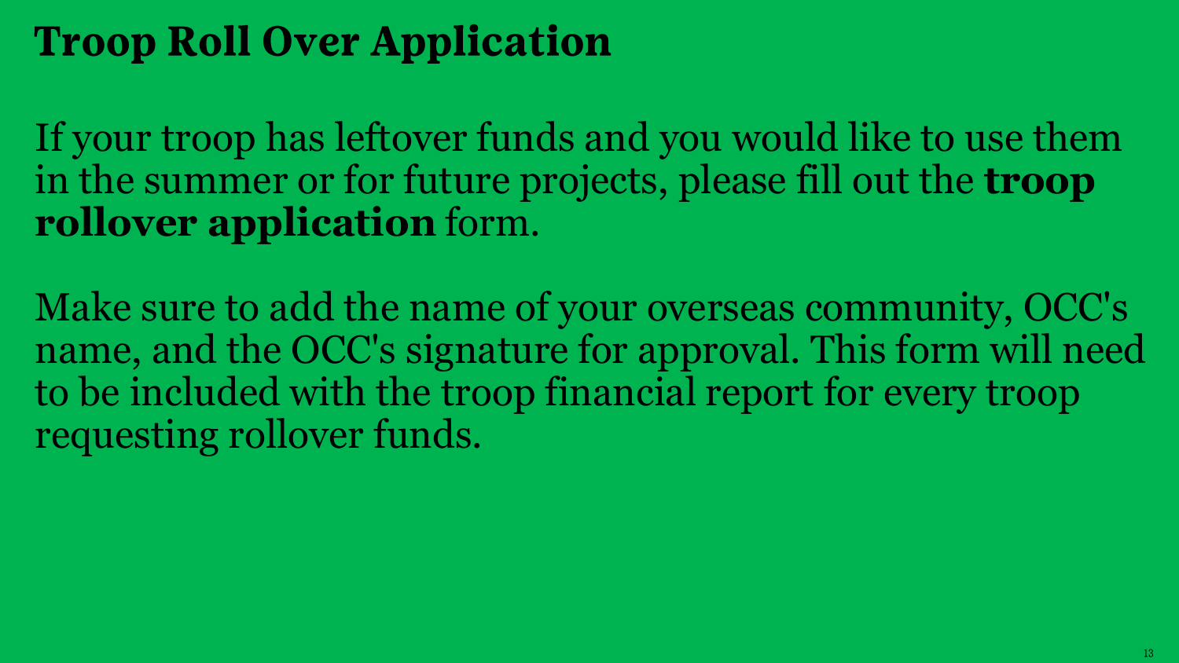# Troop Roll Over Application

If your troop has leftover funds and you would like to use them in the summer or for future projects, please fill out the **troop rollover application** form.

Make sure to add the name of your overseas community, OCC's name, and the OCC's signature for approval. This form will need to be included with the troop financial report for every troop requesting rollover funds.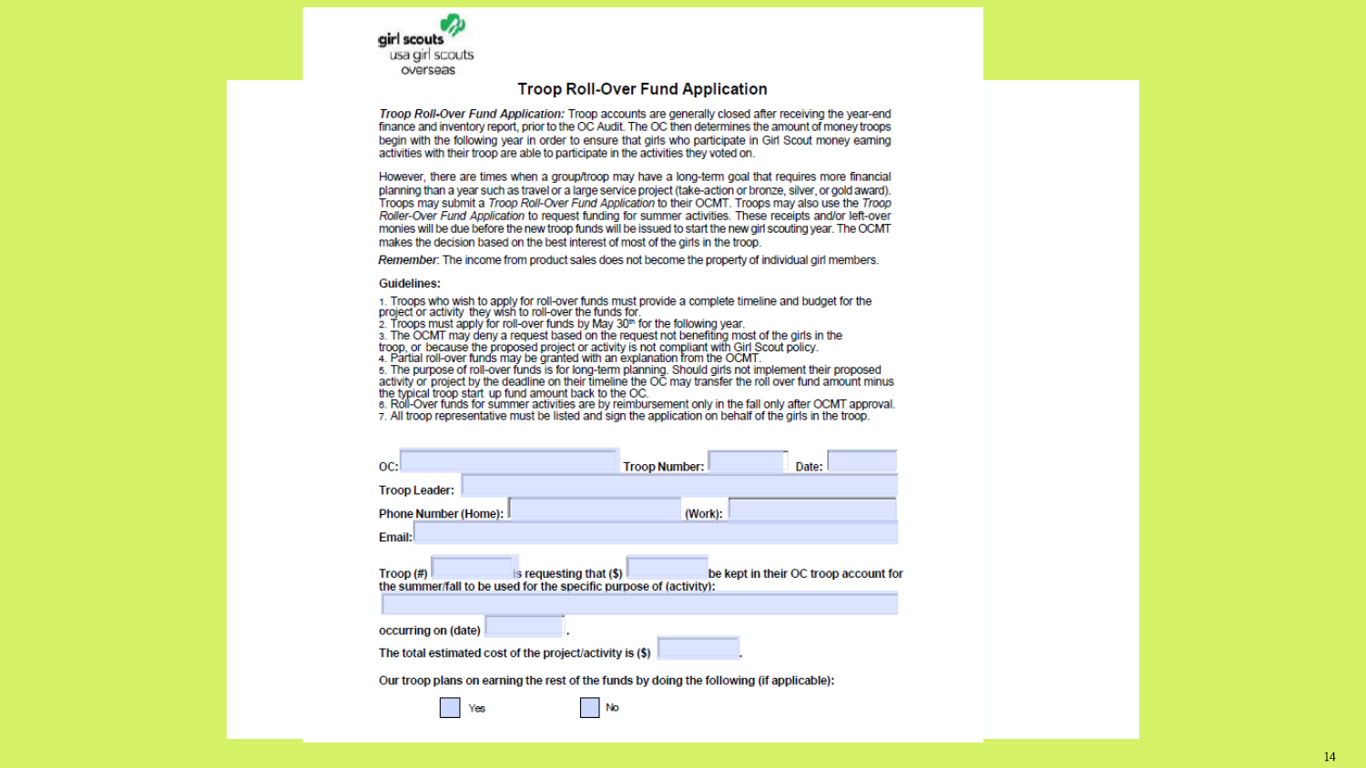girl scouts
usa girl scouts
overseas

## Troop Roll-Over Fund Application

***Troop Roll-Over Fund Application:*** Troop accounts are generally closed after receiving the year-end finance and inventory report, prior to the OC Audit. The OC then determines the amount of money troops begin with the following year in order to ensure that girls who participate in Girl Scout money earning activities with their troop are able to participate in the activities they voted on.

However, there are times when a group/troop may have a long-term goal that requires more financial planning than a year such as travel or a large service project (take-action or bronze, silver, or gold award). Troops may submit a *Troop Roll-Over Fund Application* to their OCMT. Troops may also use the *Troop Roller-Over Fund Application* to request funding for summer activities. These receipts and/or left-over monies will be due before the new troop funds will be issued to start the new girl scouting year. The OCMT makes the decision based on the best interest of most of the girls in the troop.

*Remember*: The income from product sales does not become the property of individual girl members.

**Guidelines:**

1. Troops who wish to apply for roll-over funds must provide a complete timeline and budget for the project or activity they wish to roll-over the funds for.
2. Troops must apply for roll-over funds by May 30th for the following year.
3. The OCMT may deny a request based on the request not benefiting most of the girls in the troop, or because the proposed project or activity is not compliant with Girl Scout policy.
4. Partial roll-over funds may be granted with an explanation from the OCMT.
5. The purpose of roll-over funds is for long-term planning. Should girls not implement their proposed activity or project by the deadline on their timeline the OC may transfer the roll over fund amount minus the typical troop start up fund amount back to the OC.
6. Roll-Over funds for summer activities are by reimbursement only in the fall only after OCMT approval.
7. All troop representative must be listed and sign the application on behalf of the girls in the troop.

**OC:** ______ **Troop Number:** ______ **Date:** ______

**Troop Leader:** ______

**Phone Number (Home):** ______ **(Work):** ______

**Email:** ______

**Troop (#)** ______ **is requesting that ($)** ______ **be kept in their OC troop account for the summer/fall to be used for the specific purpose of (activity):**

______

**occurring on (date)** ______.

**The total estimated cost of the project/activity is ($)** ______.

**Our troop plans on earning the rest of the funds by doing the following (if applicable):**

☐ Yes ☐ No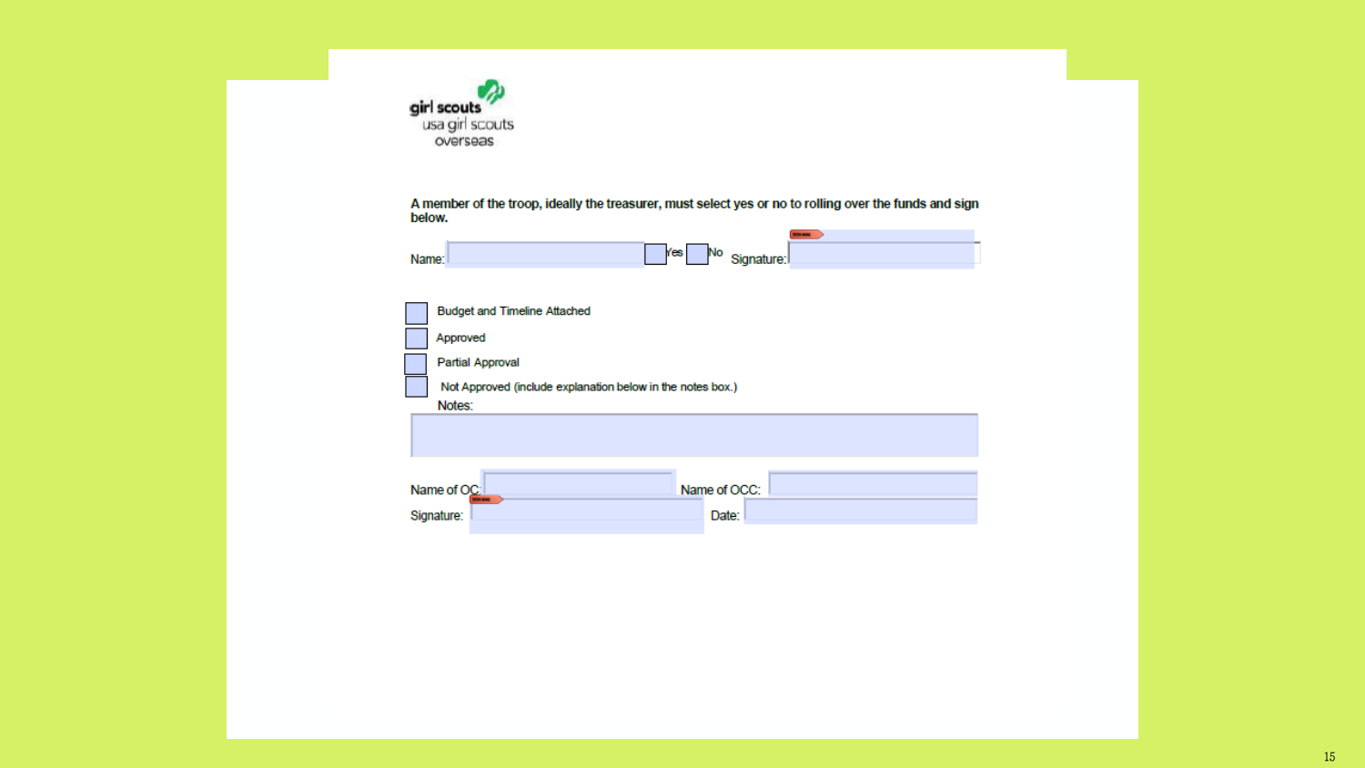girl scouts
usa girl scouts
overseas

**A member of the troop, ideally the treasurer, must select yes or no to rolling over the funds and sign below.**

Name: ____________ ☐ Yes ☐ No Signature: ____________

☐ Budget and Timeline Attached

☐ Approved

☐ Partial Approval

☐ Not Approved (include explanation below in the notes box.)

Notes:

Name of OC: ____________ Name of OCC: ____________

Signature: ____________ Date: ____________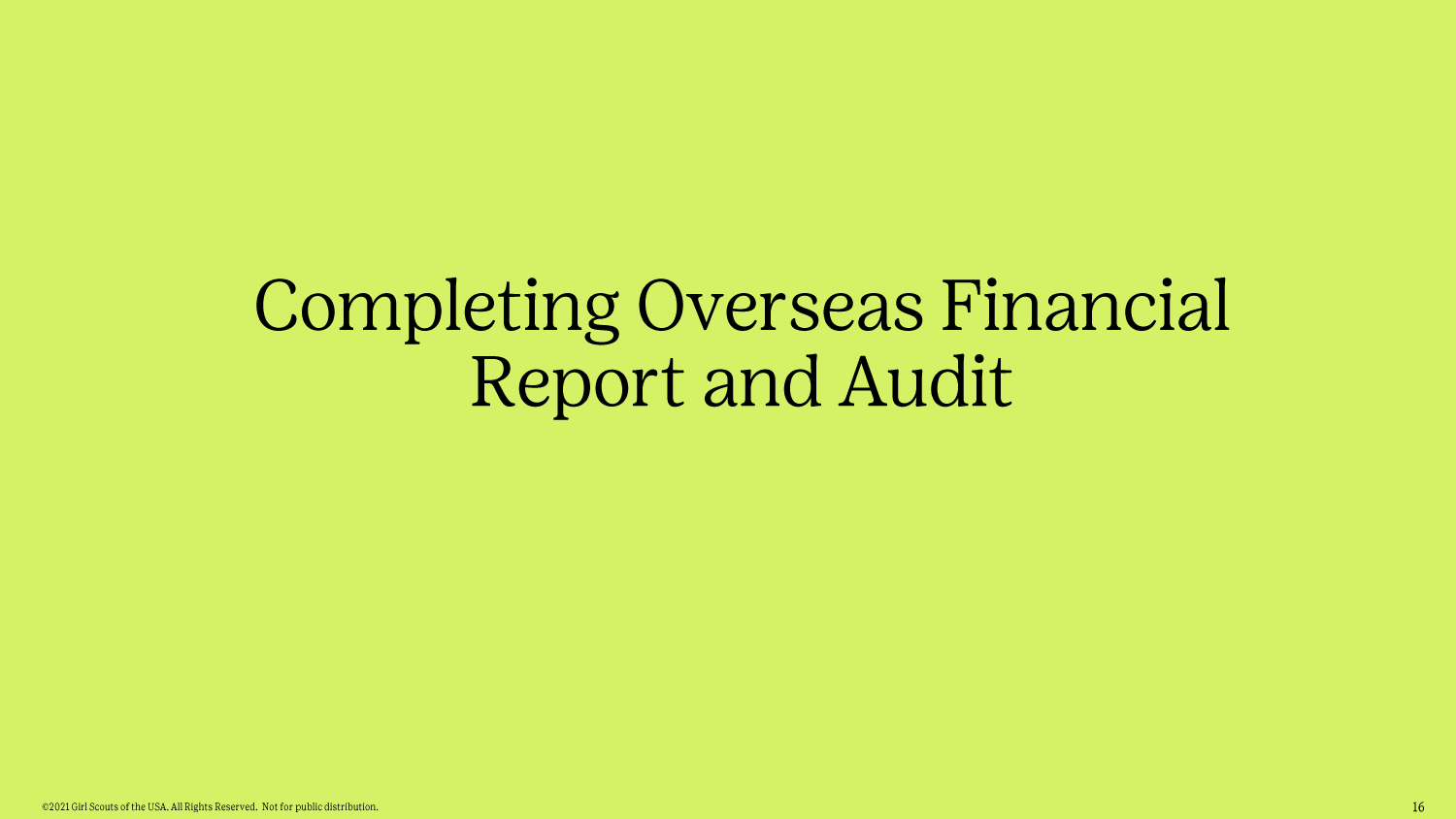# Completing Overseas Financial Report and Audit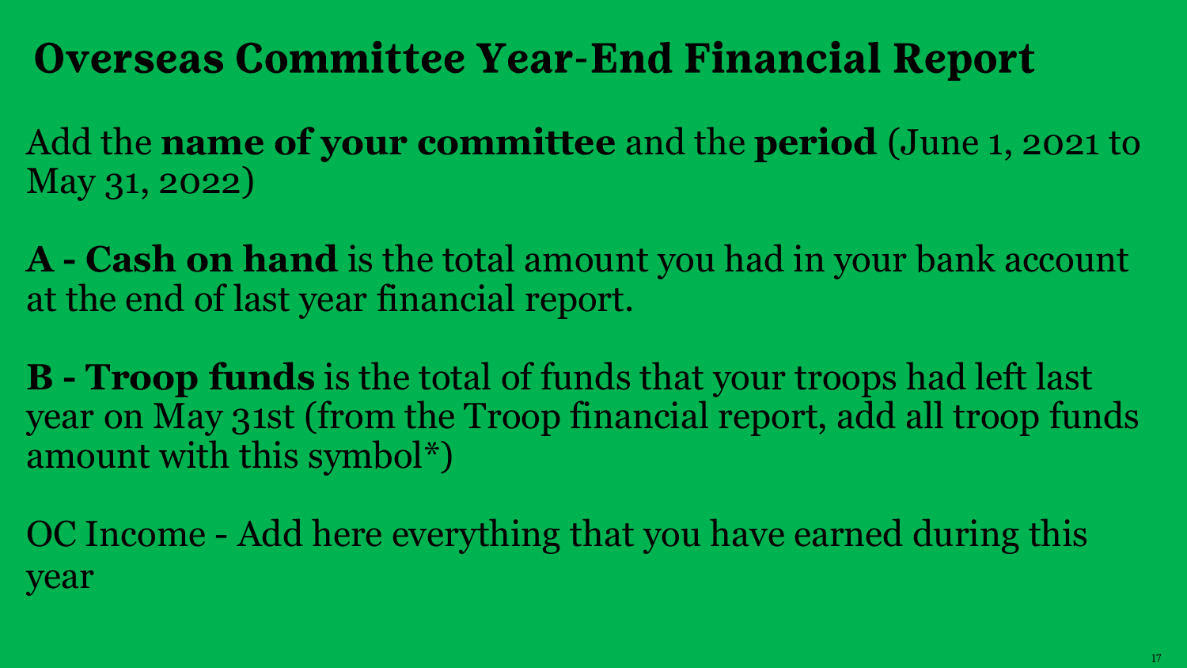# Overseas Committee Year-End Financial Report

Add the **name of your committee** and the **period** (June 1, 2021 to May 31, 2022)

**A - Cash on hand** is the total amount you had in your bank account at the end of last year financial report.

**B - Troop funds** is the total of funds that your troops had left last year on May 31st (from the Troop financial report, add all troop funds amount with this symbol*)

OC Income - Add here everything that you have earned during this year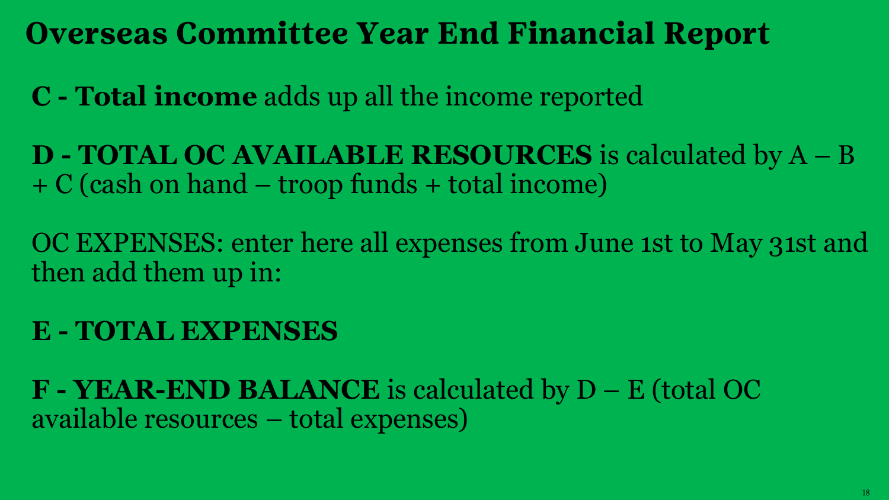# Overseas Committee Year End Financial Report

**C - Total income** adds up all the income reported

**D - TOTAL OC AVAILABLE RESOURCES** is calculated by A – B + C (cash on hand – troop funds + total income)

OC EXPENSES: enter here all expenses from June 1st to May 31st and then add them up in:

**E - TOTAL EXPENSES**

**F - YEAR-END BALANCE** is calculated by D – E (total OC available resources – total expenses)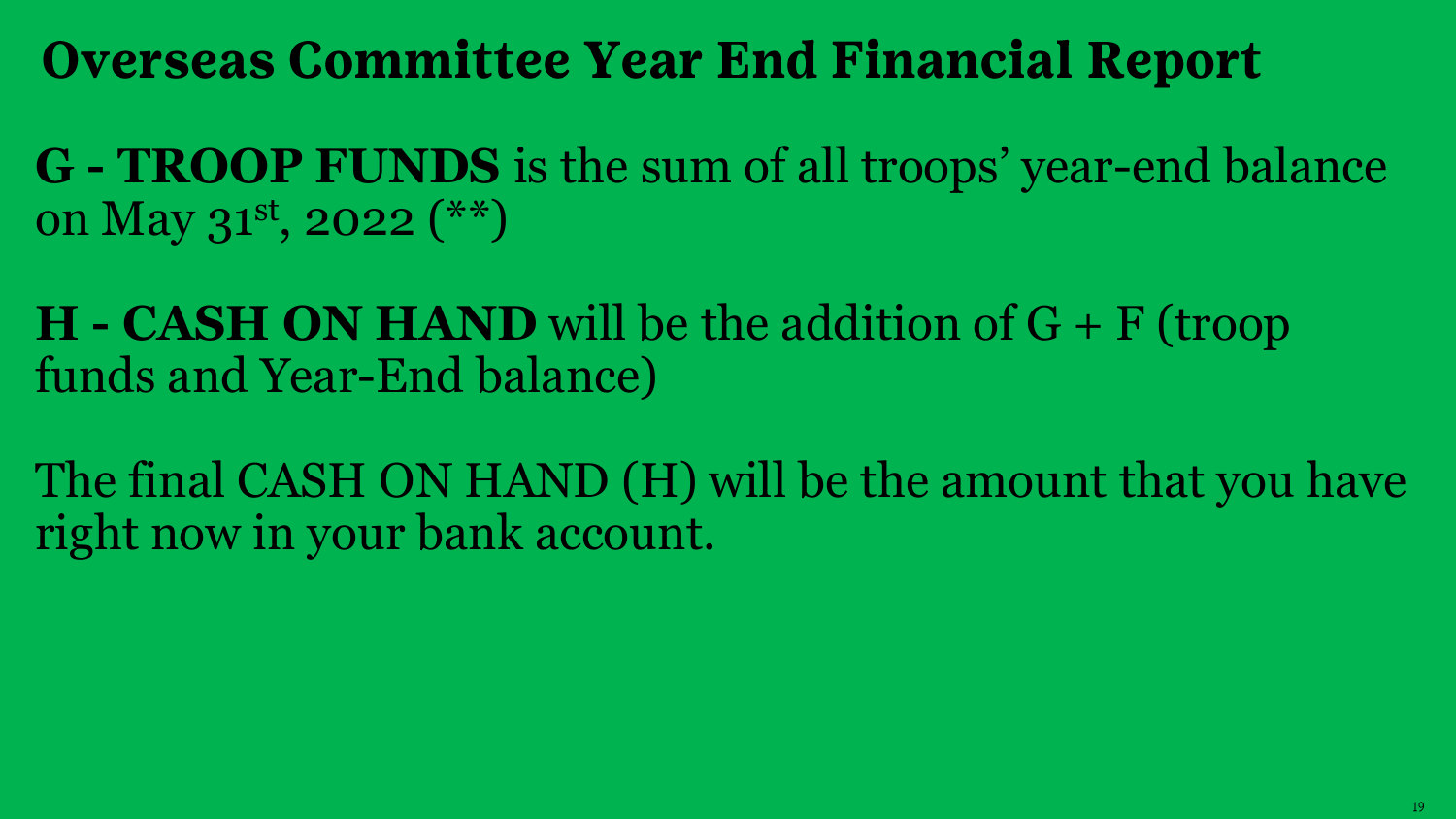# Overseas Committee Year End Financial Report

**G - TROOP FUNDS** is the sum of all troops' year-end balance on May 31st, 2022 (**)

**H - CASH ON HAND** will be the addition of G + F (troop funds and Year-End balance)

The final CASH ON HAND (H) will be the amount that you have right now in your bank account.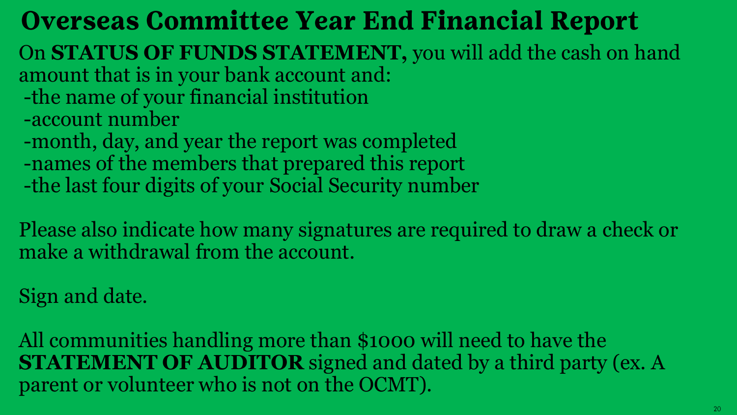# Overseas Committee Year End Financial Report

On **STATUS OF FUNDS STATEMENT,** you will add the cash on hand amount that is in your bank account and:

-the name of your financial institution
-account number
-month, day, and year the report was completed
-names of the members that prepared this report
-the last four digits of your Social Security number

Please also indicate how many signatures are required to draw a check or make a withdrawal from the account.

Sign and date.

All communities handling more than $1000 will need to have the **STATEMENT OF AUDITOR** signed and dated by a third party (ex. A parent or volunteer who is not on the OCMT).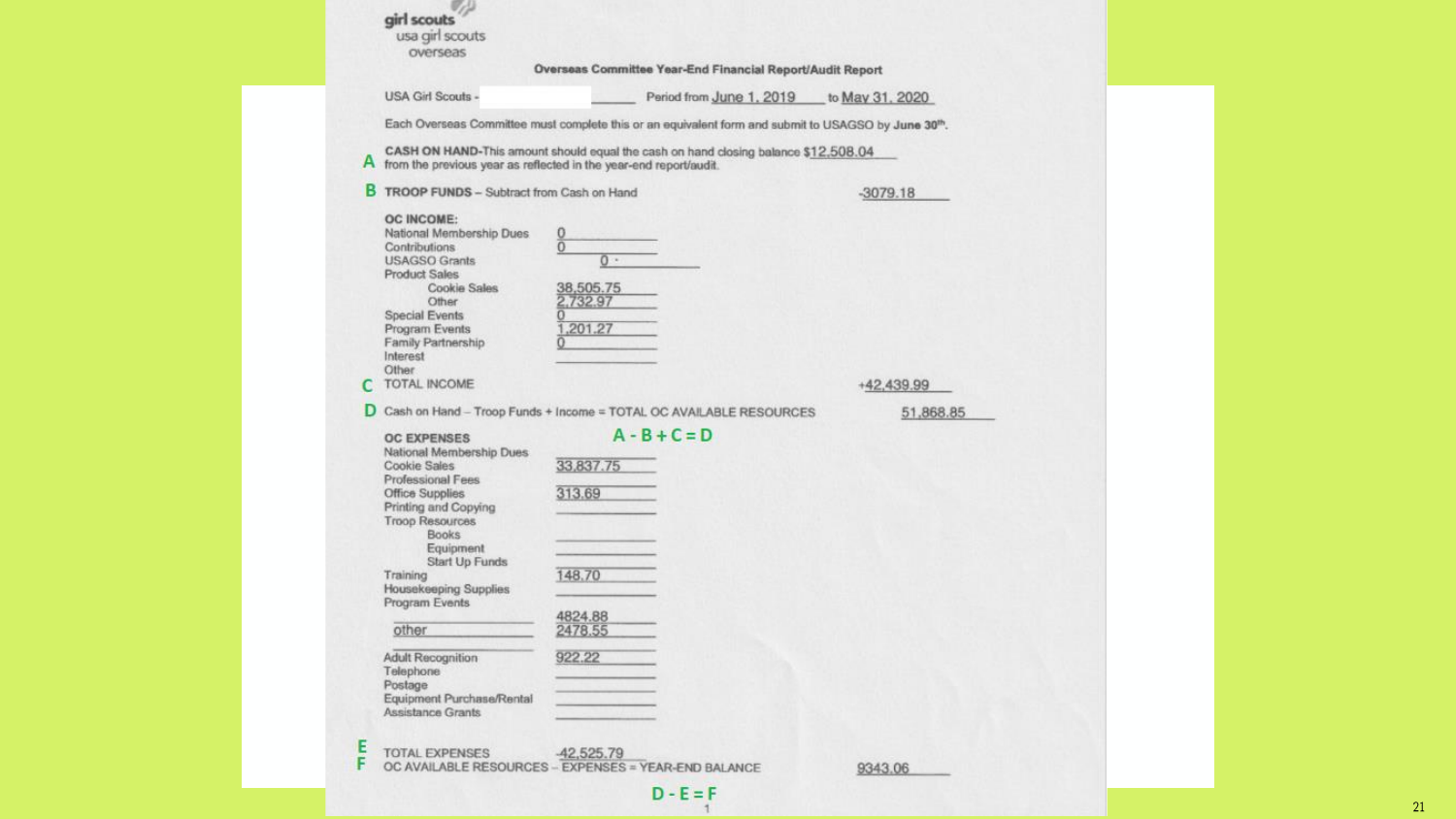girl scouts
usa girl scouts
overseas

## Overseas Committee Year-End Financial Report/Audit Report

USA Girl Scouts - __________ Period from June 1, 2019 to May 31, 2020

Each Overseas Committee must complete this or an equivalent form and submit to USAGSO by **June 30th**.

**A** CASH ON HAND-This amount should equal the cash on hand closing balance $12,508.04 from the previous year as reflected in the year-end report/audit.

**B** TROOP FUNDS – Subtract from Cash on Hand -3079.18

**OC INCOME:**

| | | |
|---|---|---|
| National Membership Dues | 0 | |
| Contributions | 0 | |
| USAGSO Grants | 0 - | |
| Product Sales | | |
| Cookie Sales | 38,505.75 | |
| Other | 2,732.97 | |
| Special Events | 0 | |
| Program Events | 1,201.27 | |
| Family Partnership | 0 | |
| Interest | | |
| Other | | |
| **C** TOTAL INCOME | | +42,439.99 |

**D** Cash on Hand – Troop Funds + Income = TOTAL OC AVAILABLE RESOURCES 51,868.85

A - B + C = D

**OC EXPENSES**

| | |
|---|---|
| National Membership Dues | |
| Cookie Sales | 33,837.75 |
| Professional Fees | |
| Office Supplies | 313.69 |
| Printing and Copying | |
| Troop Resources | |
| Books | |
| Equipment | |
| Start Up Funds | |
| Training | 148.70 |
| Housekeeping Supplies | |
| Program Events | |
| | 4824.88 |
| other | 2478.55 |
| | |
| Adult Recognition | 922.22 |
| Telephone | |
| Postage | |
| Equipment Purchase/Rental | |
| Assistance Grants | |

**E** TOTAL EXPENSES -42,525.79

**F** OC AVAILABLE RESOURCES – EXPENSES = YEAR-END BALANCE 9343.06

D - E = F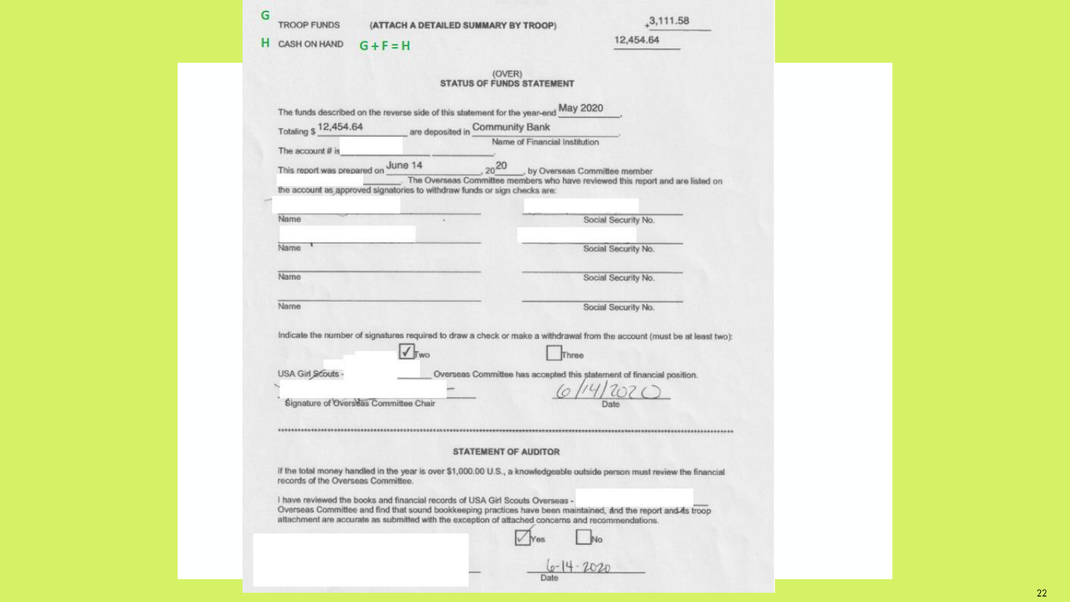| | | | |
|---|---|---|---|
| G | TROOP FUNDS | (ATTACH A DETAILED SUMMARY BY TROOP) | +3,111.58 |
| H | CASH ON HAND | G + F = H | 12,454.64 |

(OVER)

## STATUS OF FUNDS STATEMENT

The funds described on the reverse side of this statement for the year-end May 2020,

Totaling $ 12,454.64 are deposited in Community Bank
Name of Financial Institution

The account # is ______ ______.

This report was prepared on June 14, 2020, by Overseas Committee member ______. The Overseas Committee members who have reviewed this report and are listed on the account as approved signatories to withdraw funds or sign checks are:

| Name | Social Security No. |
|---|---|
| | |
| | |
| | |
| | |

Indicate the number of signatures required to draw a check or make a withdrawal from the account (must be at least two):

☑ Two ☐ Three

USA Girl Scouts - ______ Overseas Committee has accepted this statement of financial position.

______ 6/14/2020
Signature of Overseas Committee Chair Date

---

### STATEMENT OF AUDITOR

If the total money handled in the year is over $1,000.00 U.S., a knowledgeable outside person must review the financial records of the Overseas Committee.

I have reviewed the books and financial records of USA Girl Scouts Overseas - ______ Overseas Committee and find that sound bookkeeping practices have been maintained, and the report and its troop attachment are accurate as submitted with the exception of attached concerns and recommendations.

☑ Yes ☐ No

______ 6-14-2020
Date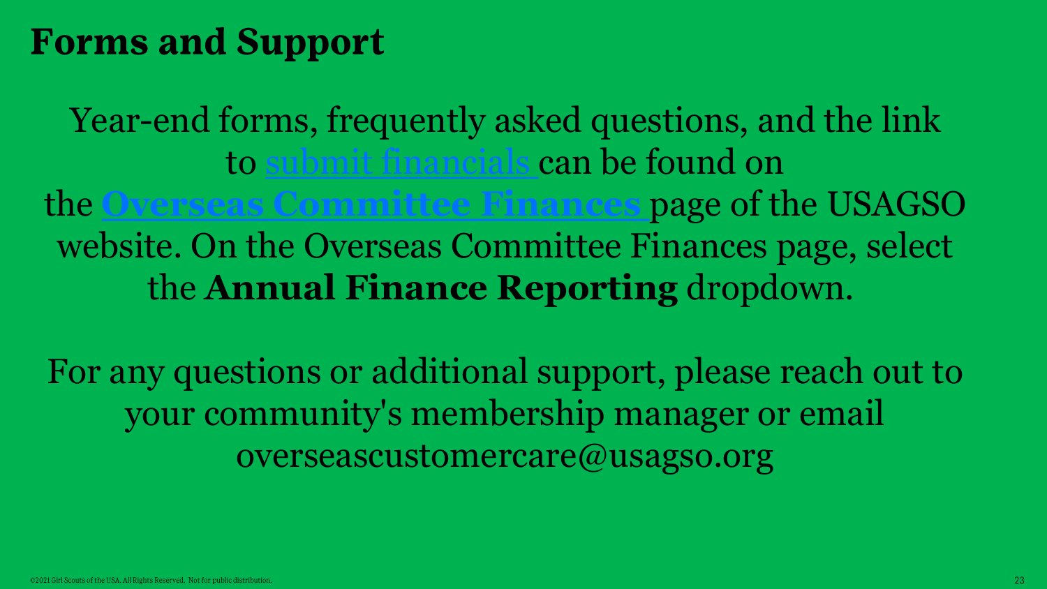# Forms and Support

Year-end forms, frequently asked questions, and the link to submit financials can be found on the **Overseas Committee Finances** page of the USAGSO website. On the Overseas Committee Finances page, select the **Annual Finance Reporting** dropdown.

For any questions or additional support, please reach out to your community's membership manager or email overseascustomercare@usagso.org